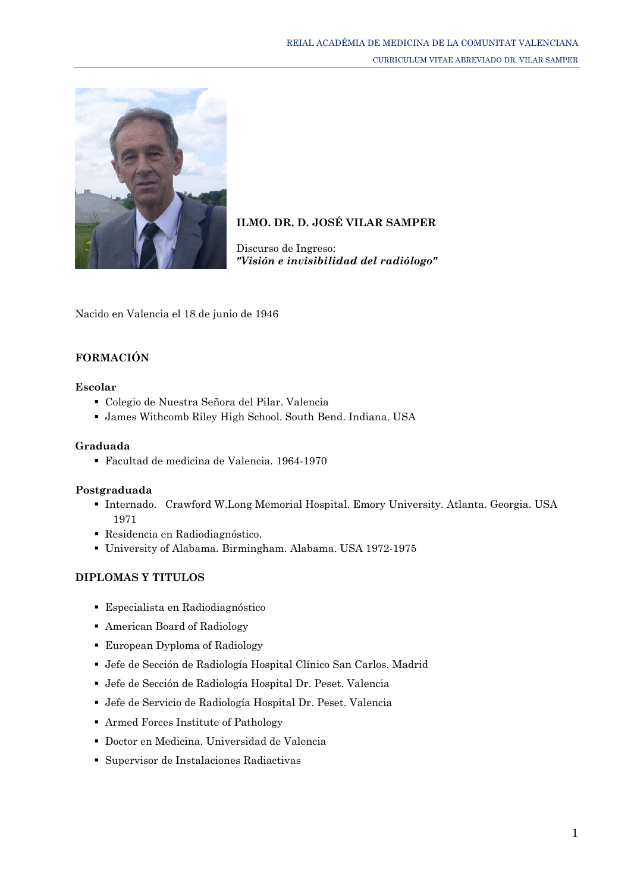**ILMO. DR. D. JOSÉ VILAR SAMPER**

Discurso de Ingreso:
***"Visión e invisibilidad del radiólogo"***

Nacido en Valencia el 18 de junio de 1946

## FORMACIÓN

### Escolar

- Colegio de Nuestra Señora del Pilar. Valencia
- James Withcomb Riley High School. South Bend. Indiana. USA

### Graduada

- Facultad de medicina de Valencia. 1964-1970

### Postgraduada

- Internado. Crawford W.Long Memorial Hospital. Emory University. Atlanta. Georgia. USA 1971
- Residencia en Radiodiagnóstico.
- University of Alabama. Birmingham. Alabama. USA 1972-1975

## DIPLOMAS Y TITULOS

- Especialista en Radiodiagnóstico
- American Board of Radiology
- European Dyploma of Radiology
- Jefe de Sección de Radiología Hospital Clínico San Carlos. Madrid
- Jefe de Sección de Radiología Hospital Dr. Peset. Valencia
- Jefe de Servicio de Radiología Hospital Dr. Peset. Valencia
- Armed Forces Institute of Pathology
- Doctor en Medicina. Universidad de Valencia
- Supervisor de Instalaciones Radiactivas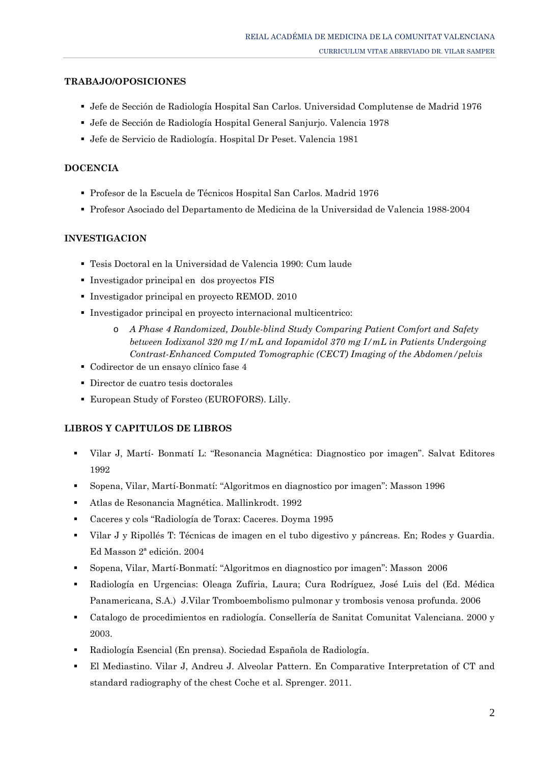## TRABAJO/OPOSICIONES

- Jefe de Sección de Radiología Hospital San Carlos. Universidad Complutense de Madrid 1976
- Jefe de Sección de Radiología Hospital General Sanjurjo. Valencia 1978
- Jefe de Servicio de Radiología. Hospital Dr Peset. Valencia 1981

## DOCENCIA

- Profesor de la Escuela de Técnicos Hospital San Carlos. Madrid 1976
- Profesor Asociado del Departamento de Medicina de la Universidad de Valencia 1988-2004

## INVESTIGACION

- Tesis Doctoral en la Universidad de Valencia 1990: Cum laude
- Investigador principal en  dos proyectos FIS
- Investigador principal en proyecto REMOD. 2010
- Investigador principal en proyecto internacional multicentrico:
  - *A Phase 4 Randomized, Double-blind Study Comparing Patient Comfort and Safety between Iodixanol 320 mg I/mL and Iopamidol 370 mg I/mL in Patients Undergoing Contrast-Enhanced Computed Tomographic (CECT) Imaging of the Abdomen/pelvis*
- Codirector de un ensayo clínico fase 4
- Director de cuatro tesis doctorales
- European Study of Forsteo (EUROFORS). Lilly.

## LIBROS Y CAPITULOS DE LIBROS

- Vilar J, Martí- Bonmatí L: "Resonancia Magnética: Diagnostico por imagen". Salvat Editores 1992
- Sopena, Vilar, Martí-Bonmatí: "Algoritmos en diagnostico por imagen": Masson 1996
- Atlas de Resonancia Magnética. Mallinkrodt. 1992
- Caceres y cols "Radiología de Torax: Caceres. Doyma 1995
- Vilar J y Ripollés T: Técnicas de imagen en el tubo digestivo y páncreas. En; Rodes y Guardia. Ed Masson 2ª edición. 2004
- Sopena, Vilar, Martí-Bonmatí: "Algoritmos en diagnostico por imagen": Masson  2006
- Radiología en Urgencias: Oleaga Zufíria, Laura; Cura Rodríguez, José Luis del (Ed. Médica Panamericana, S.A.)  J.Vilar Tromboembolismo pulmonar y trombosis venosa profunda. 2006
- Catalogo de procedimientos en radiología. Consellería de Sanitat Comunitat Valenciana. 2000 y 2003.
- Radiología Esencial (En prensa). Sociedad Española de Radiología.
- El Mediastino. Vilar J, Andreu J. Alveolar Pattern. En Comparative Interpretation of CT and standard radiography of the chest Coche et al. Sprenger. 2011.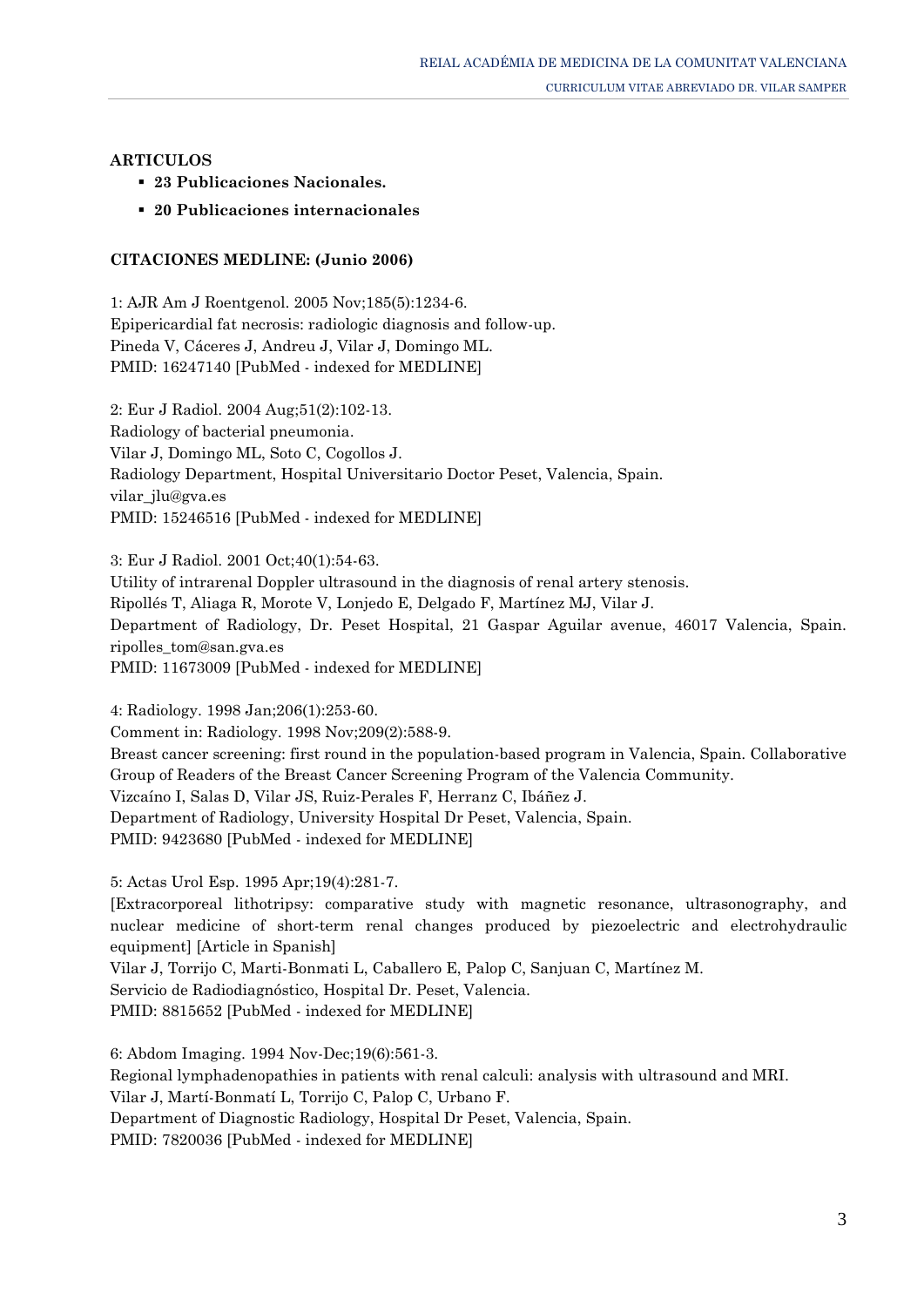**ARTICULOS**

- **23 Publicaciones Nacionales.**
- **20 Publicaciones internacionales**

**CITACIONES MEDLINE: (Junio 2006)**

1: AJR Am J Roentgenol. 2005 Nov;185(5):1234-6.
Epipericardial fat necrosis: radiologic diagnosis and follow-up.
Pineda V, Cáceres J, Andreu J, Vilar J, Domingo ML.
PMID: 16247140 [PubMed - indexed for MEDLINE]

2: Eur J Radiol. 2004 Aug;51(2):102-13.
Radiology of bacterial pneumonia.
Vilar J, Domingo ML, Soto C, Cogollos J.
Radiology Department, Hospital Universitario Doctor Peset, Valencia, Spain.
vilar_jlu@gva.es
PMID: 15246516 [PubMed - indexed for MEDLINE]

3: Eur J Radiol. 2001 Oct;40(1):54-63.
Utility of intrarenal Doppler ultrasound in the diagnosis of renal artery stenosis.
Ripollés T, Aliaga R, Morote V, Lonjedo E, Delgado F, Martínez MJ, Vilar J.
Department of Radiology, Dr. Peset Hospital, 21 Gaspar Aguilar avenue, 46017 Valencia, Spain.
ripolles_tom@san.gva.es
PMID: 11673009 [PubMed - indexed for MEDLINE]

4: Radiology. 1998 Jan;206(1):253-60.
Comment in: Radiology. 1998 Nov;209(2):588-9.
Breast cancer screening: first round in the population-based program in Valencia, Spain. Collaborative Group of Readers of the Breast Cancer Screening Program of the Valencia Community.
Vizcaíno I, Salas D, Vilar JS, Ruiz-Perales F, Herranz C, Ibáñez J.
Department of Radiology, University Hospital Dr Peset, Valencia, Spain.
PMID: 9423680 [PubMed - indexed for MEDLINE]

5: Actas Urol Esp. 1995 Apr;19(4):281-7.
[Extracorporeal lithotripsy: comparative study with magnetic resonance, ultrasonography, and nuclear medicine of short-term renal changes produced by piezoelectric and electrohydraulic equipment] [Article in Spanish]
Vilar J, Torrijo C, Marti-Bonmati L, Caballero E, Palop C, Sanjuan C, Martínez M.
Servicio de Radiodiagnóstico, Hospital Dr. Peset, Valencia.
PMID: 8815652 [PubMed - indexed for MEDLINE]

6: Abdom Imaging. 1994 Nov-Dec;19(6):561-3.
Regional lymphadenopathies in patients with renal calculi: analysis with ultrasound and MRI.
Vilar J, Martí-Bonmatí L, Torrijo C, Palop C, Urbano F.
Department of Diagnostic Radiology, Hospital Dr Peset, Valencia, Spain.
PMID: 7820036 [PubMed - indexed for MEDLINE]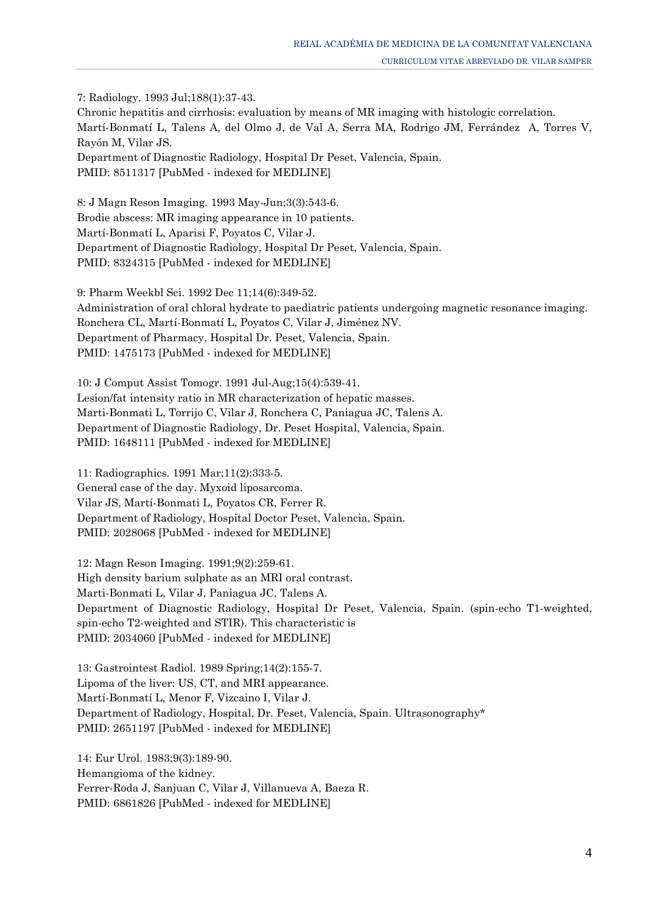7: Radiology. 1993 Jul;188(1):37-43.
Chronic hepatitis and cirrhosis: evaluation by means of MR imaging with histologic correlation.
Martí-Bonmatí L, Talens A, del Olmo J, de Val A, Serra MA, Rodrigo JM, Ferrández A, Torres V, Rayón M, Vilar JS.
Department of Diagnostic Radiology, Hospital Dr Peset, Valencia, Spain.
PMID: 8511317 [PubMed - indexed for MEDLINE]

8: J Magn Reson Imaging. 1993 May-Jun;3(3):543-6.
Brodie abscess: MR imaging appearance in 10 patients.
Martí-Bonmatí L, Aparisi F, Poyatos C, Vilar J.
Department of Diagnostic Radiology, Hospital Dr Peset, Valencia, Spain.
PMID: 8324315 [PubMed - indexed for MEDLINE]

9: Pharm Weekbl Sci. 1992 Dec 11;14(6):349-52.
Administration of oral chloral hydrate to paediatric patients undergoing magnetic resonance imaging.
Ronchera CL, Martí-Bonmatí L, Poyatos C, Vilar J, Jiménez NV.
Department of Pharmacy, Hospital Dr. Peset, Valencia, Spain.
PMID: 1475173 [PubMed - indexed for MEDLINE]

10: J Comput Assist Tomogr. 1991 Jul-Aug;15(4):539-41.
Lesion/fat intensity ratio in MR characterization of hepatic masses.
Marti-Bonmati L, Torrijo C, Vilar J, Ronchera C, Paniagua JC, Talens A.
Department of Diagnostic Radiology, Dr. Peset Hospital, Valencia, Spain.
PMID: 1648111 [PubMed - indexed for MEDLINE]

11: Radiographics. 1991 Mar;11(2):333-5.
General case of the day. Myxoid liposarcoma.
Vilar JS, Martí-Bonmati L, Poyatos CR, Ferrer R.
Department of Radiology, Hospital Doctor Peset, Valencia, Spain.
PMID: 2028068 [PubMed - indexed for MEDLINE]

12: Magn Reson Imaging. 1991;9(2):259-61.
High density barium sulphate as an MRI oral contrast.
Marti-Bonmati L, Vilar J, Paniagua JC, Talens A.
Department of Diagnostic Radiology, Hospital Dr Peset, Valencia, Spain. (spin-echo T1-weighted, spin-echo T2-weighted and STIR). This characteristic is
PMID: 2034060 [PubMed - indexed for MEDLINE]

13: Gastrointest Radiol. 1989 Spring;14(2):155-7.
Lipoma of the liver: US, CT, and MRI appearance.
Martí-Bonmatí L, Menor F, Vizcaino I, Vilar J.
Department of Radiology, Hospital, Dr. Peset, Valencia, Spain. Ultrasonography*
PMID: 2651197 [PubMed - indexed for MEDLINE]

14: Eur Urol. 1983;9(3):189-90.
Hemangioma of the kidney.
Ferrer-Roda J, Sanjuan C, Vilar J, Villanueva A, Baeza R.
PMID: 6861826 [PubMed - indexed for MEDLINE]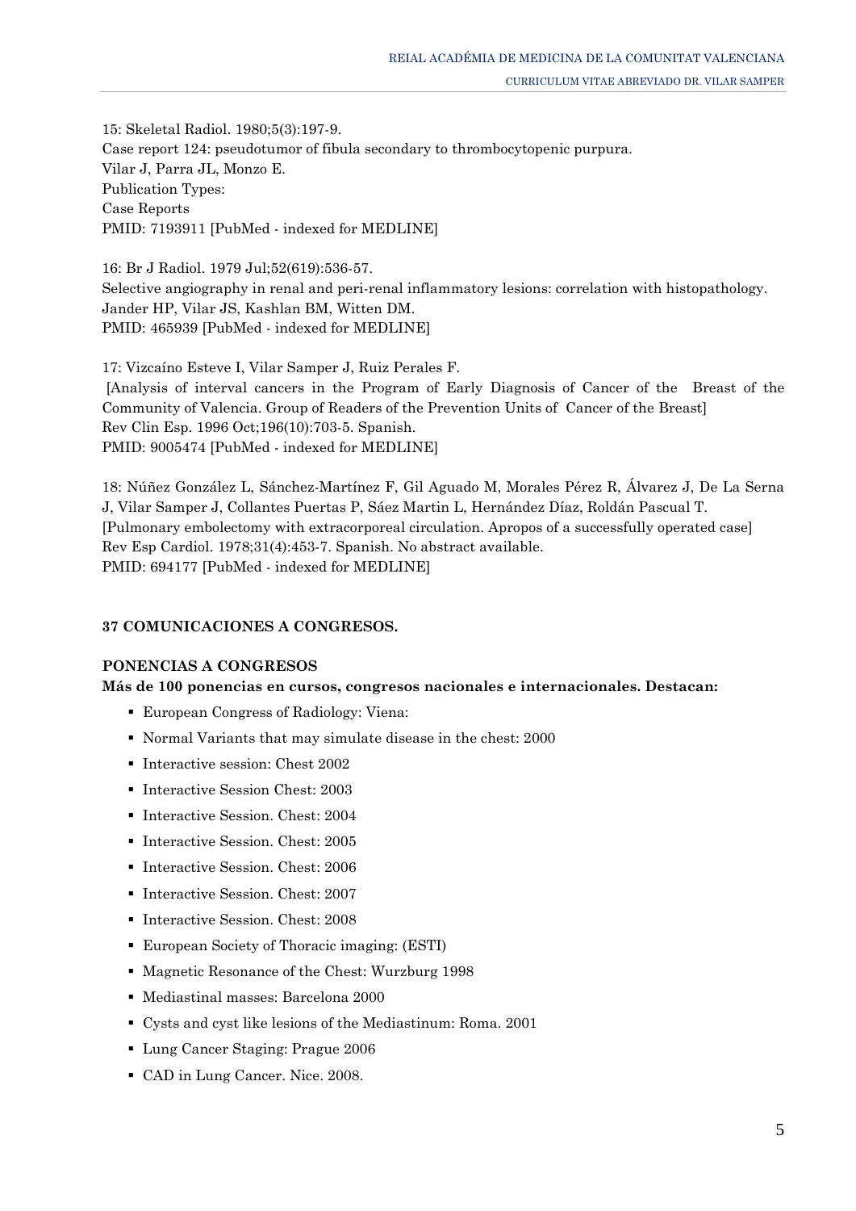15: Skeletal Radiol. 1980;5(3):197-9.
Case report 124: pseudotumor of fibula secondary to thrombocytopenic purpura.
Vilar J, Parra JL, Monzo E.
Publication Types:
Case Reports
PMID: 7193911 [PubMed - indexed for MEDLINE]

16: Br J Radiol. 1979 Jul;52(619):536-57.
Selective angiography in renal and peri-renal inflammatory lesions: correlation with histopathology.
Jander HP, Vilar JS, Kashlan BM, Witten DM.
PMID: 465939 [PubMed - indexed for MEDLINE]

17: Vizcaíno Esteve I, Vilar Samper J, Ruiz Perales F.
[Analysis of interval cancers in the Program of Early Diagnosis of Cancer of the Breast of the Community of Valencia. Group of Readers of the Prevention Units of Cancer of the Breast]
Rev Clin Esp. 1996 Oct;196(10):703-5. Spanish.
PMID: 9005474 [PubMed - indexed for MEDLINE]

18: Núñez González L, Sánchez-Martínez F, Gil Aguado M, Morales Pérez R, Álvarez J, De La Serna J, Vilar Samper J, Collantes Puertas P, Sáez Martin L, Hernández Díaz, Roldán Pascual T.
[Pulmonary embolectomy with extracorporeal circulation. Apropos of a successfully operated case]
Rev Esp Cardiol. 1978;31(4):453-7. Spanish. No abstract available.
PMID: 694177 [PubMed - indexed for MEDLINE]

**37 COMUNICACIONES A CONGRESOS.**

**PONENCIAS A CONGRESOS**

**Más de 100 ponencias en cursos, congresos nacionales e internacionales. Destacan:**

- European Congress of Radiology: Viena:
- Normal Variants that may simulate disease in the chest: 2000
- Interactive session: Chest 2002
- Interactive Session Chest: 2003
- Interactive Session. Chest: 2004
- Interactive Session. Chest: 2005
- Interactive Session. Chest: 2006
- Interactive Session. Chest: 2007
- Interactive Session. Chest: 2008
- European Society of Thoracic imaging: (ESTI)
- Magnetic Resonance of the Chest: Wurzburg 1998
- Mediastinal masses: Barcelona 2000
- Cysts and cyst like lesions of the Mediastinum: Roma. 2001
- Lung Cancer Staging: Prague 2006
- CAD in Lung Cancer. Nice. 2008.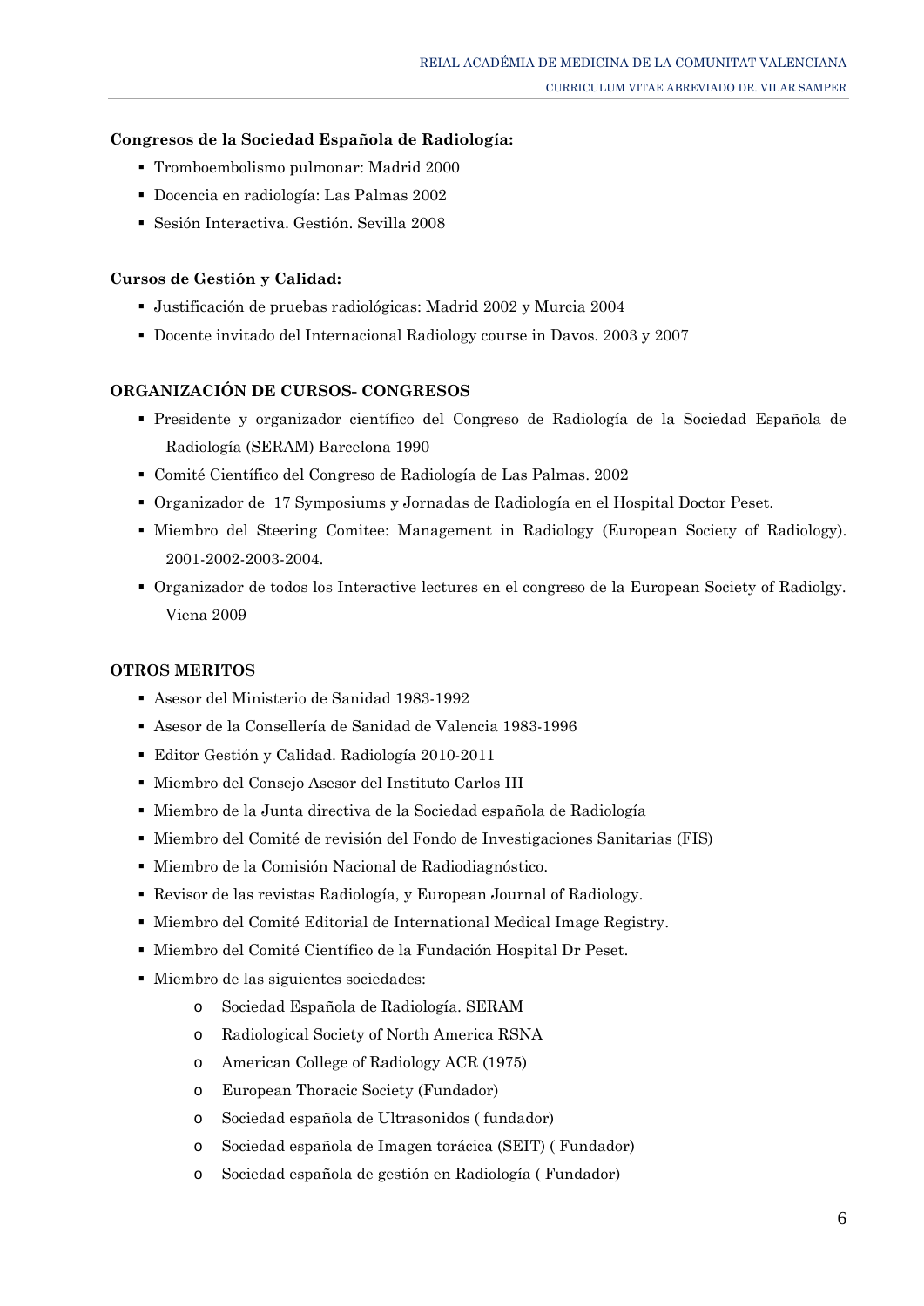**Congresos de la Sociedad Española de Radiología:**

- Tromboembolismo pulmonar: Madrid 2000
- Docencia en radiología: Las Palmas 2002
- Sesión Interactiva. Gestión. Sevilla 2008

**Cursos de Gestión y Calidad:**

- Justificación de pruebas radiológicas: Madrid 2002 y Murcia 2004
- Docente invitado del Internacional Radiology course in Davos. 2003 y 2007

**ORGANIZACIÓN DE CURSOS- CONGRESOS**

- Presidente y organizador científico del Congreso de Radiología de la Sociedad Española de Radiología (SERAM) Barcelona 1990
- Comité Científico del Congreso de Radiología de Las Palmas. 2002
- Organizador de 17 Symposiums y Jornadas de Radiología en el Hospital Doctor Peset.
- Miembro del Steering Comitee: Management in Radiology (European Society of Radiology). 2001-2002-2003-2004.
- Organizador de todos los Interactive lectures en el congreso de la European Society of Radiolgy. Viena 2009

**OTROS MERITOS**

- Asesor del Ministerio de Sanidad 1983-1992
- Asesor de la Consellería de Sanidad de Valencia 1983-1996
- Editor Gestión y Calidad. Radiología 2010-2011
- Miembro del Consejo Asesor del Instituto Carlos III
- Miembro de la Junta directiva de la Sociedad española de Radiología
- Miembro del Comité de revisión del Fondo de Investigaciones Sanitarias (FIS)
- Miembro de la Comisión Nacional de Radiodiagnóstico.
- Revisor de las revistas Radiología, y European Journal of Radiology.
- Miembro del Comité Editorial de International Medical Image Registry.
- Miembro del Comité Científico de la Fundación Hospital Dr Peset.
- Miembro de las siguientes sociedades:
  - Sociedad Española de Radiología. SERAM
  - Radiological Society of North America RSNA
  - American College of Radiology ACR (1975)
  - European Thoracic Society (Fundador)
  - Sociedad española de Ultrasonidos ( fundador)
  - Sociedad española de Imagen torácica (SEIT) ( Fundador)
  - Sociedad española de gestión en Radiología ( Fundador)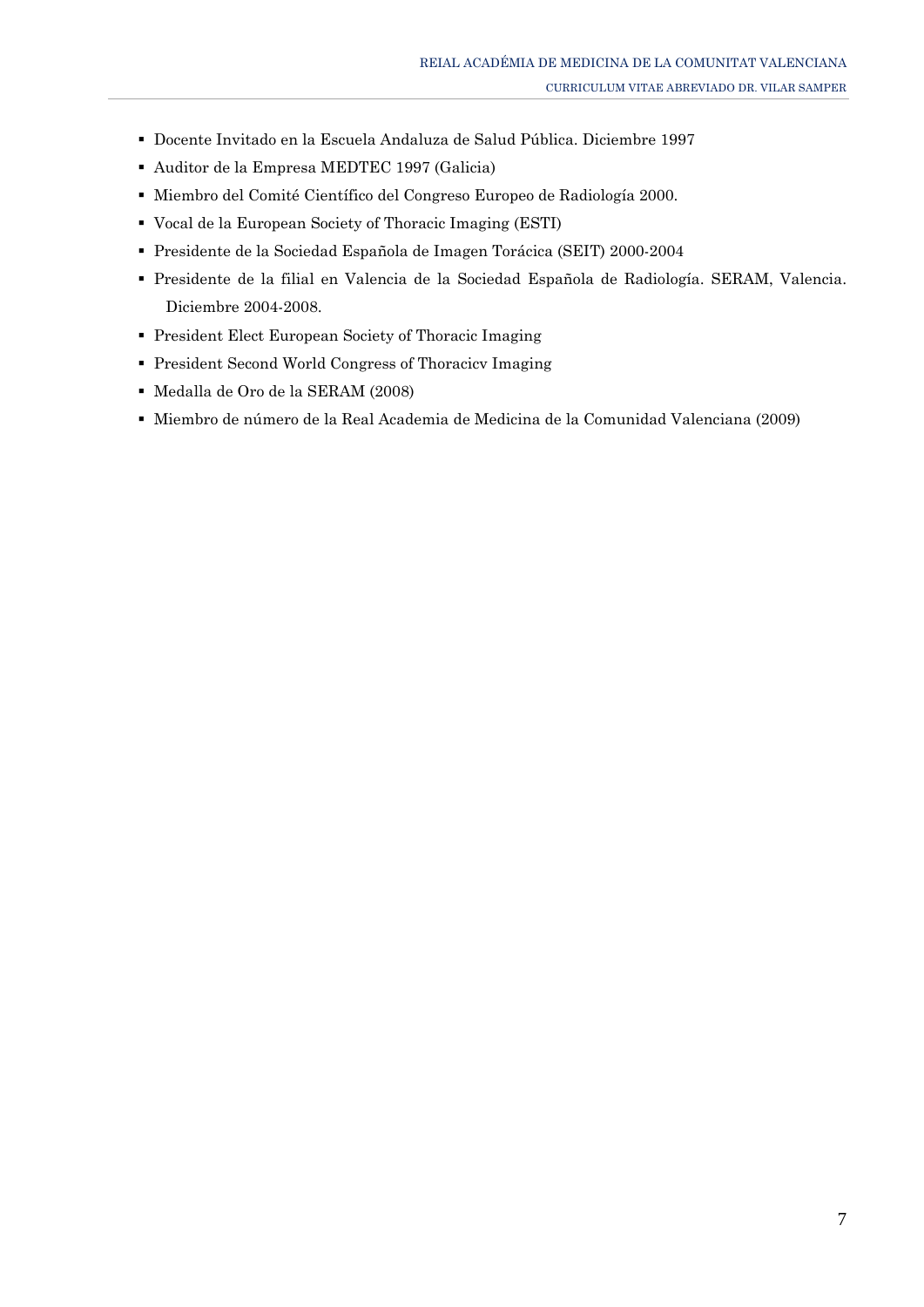- Docente Invitado en la Escuela Andaluza de Salud Pública. Diciembre 1997
- Auditor de la Empresa MEDTEC 1997 (Galicia)
- Miembro del Comité Científico del Congreso Europeo de Radiología 2000.
- Vocal de la European Society of Thoracic Imaging (ESTI)
- Presidente de la Sociedad Española de Imagen Torácica (SEIT) 2000-2004
- Presidente de la filial en Valencia de la Sociedad Española de Radiología. SERAM, Valencia. Diciembre 2004-2008.
- President Elect European Society of Thoracic Imaging
- President Second World Congress of Thoracicv Imaging
- Medalla de Oro de la SERAM (2008)
- Miembro de número de la Real Academia de Medicina de la Comunidad Valenciana (2009)